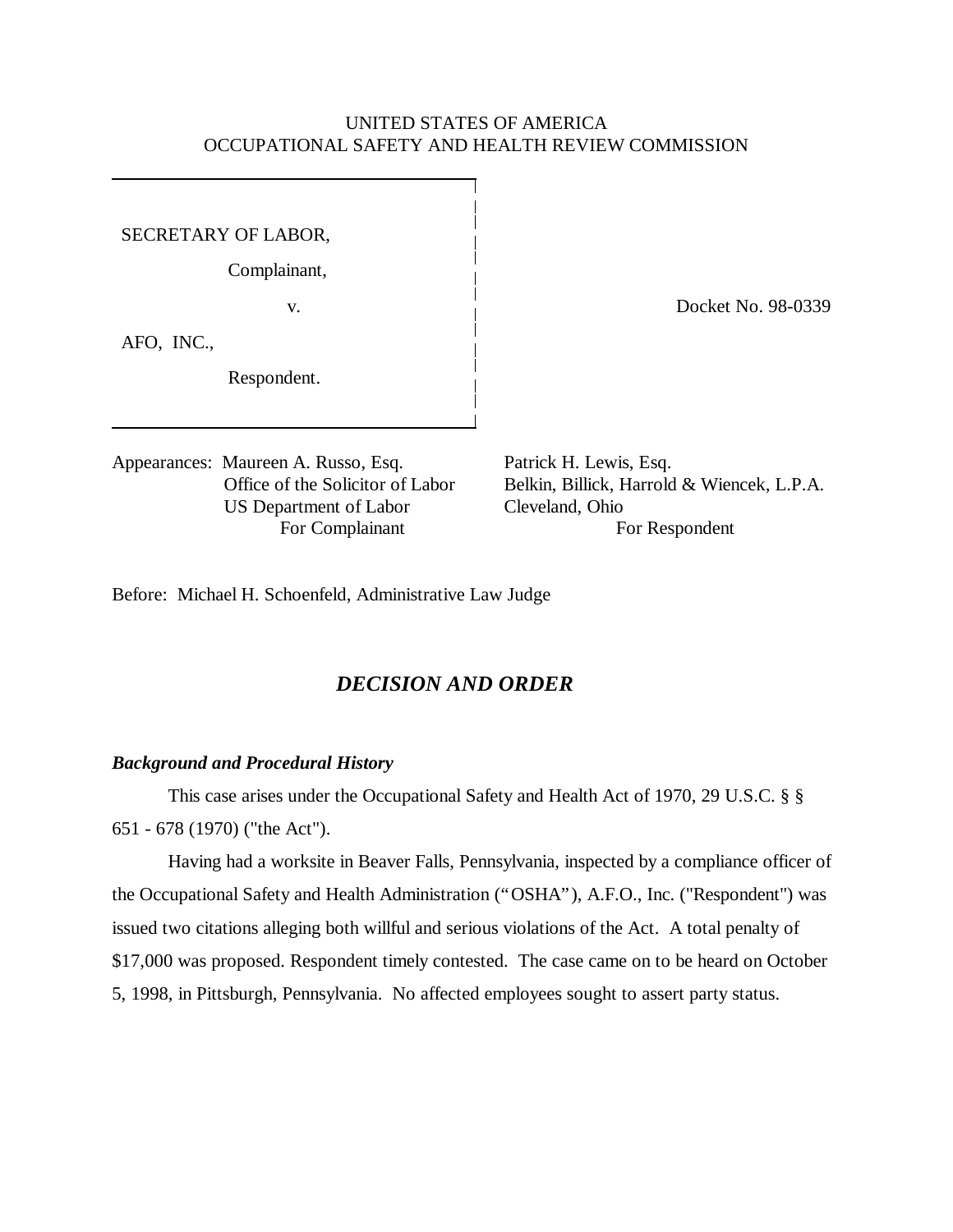UNITED STATES OF AMERICA
OCCUPATIONAL SAFETY AND HEALTH REVIEW COMMISSION

SECRETARY OF LABOR,

Complainant,

v.

AFO, INC.,

Respondent.

Docket No. 98-0339

Appearances: Maureen A. Russo, Esq.
Office of the Solicitor of Labor
US Department of Labor
For Complainant

Patrick H. Lewis, Esq.
Belkin, Billick, Harrold & Wiencek, L.P.A.
Cleveland, Ohio
For Respondent

Before: Michael H. Schoenfeld, Administrative Law Judge

## *DECISION AND ORDER*

### *Background and Procedural History*

This case arises under the Occupational Safety and Health Act of 1970, 29 U.S.C. § § 651 - 678 (1970) ("the Act").

Having had a worksite in Beaver Falls, Pennsylvania, inspected by a compliance officer of the Occupational Safety and Health Administration ("OSHA"), A.F.O., Inc. ("Respondent") was issued two citations alleging both willful and serious violations of the Act. A total penalty of $17,000 was proposed. Respondent timely contested. The case came on to be heard on October 5, 1998, in Pittsburgh, Pennsylvania. No affected employees sought to assert party status.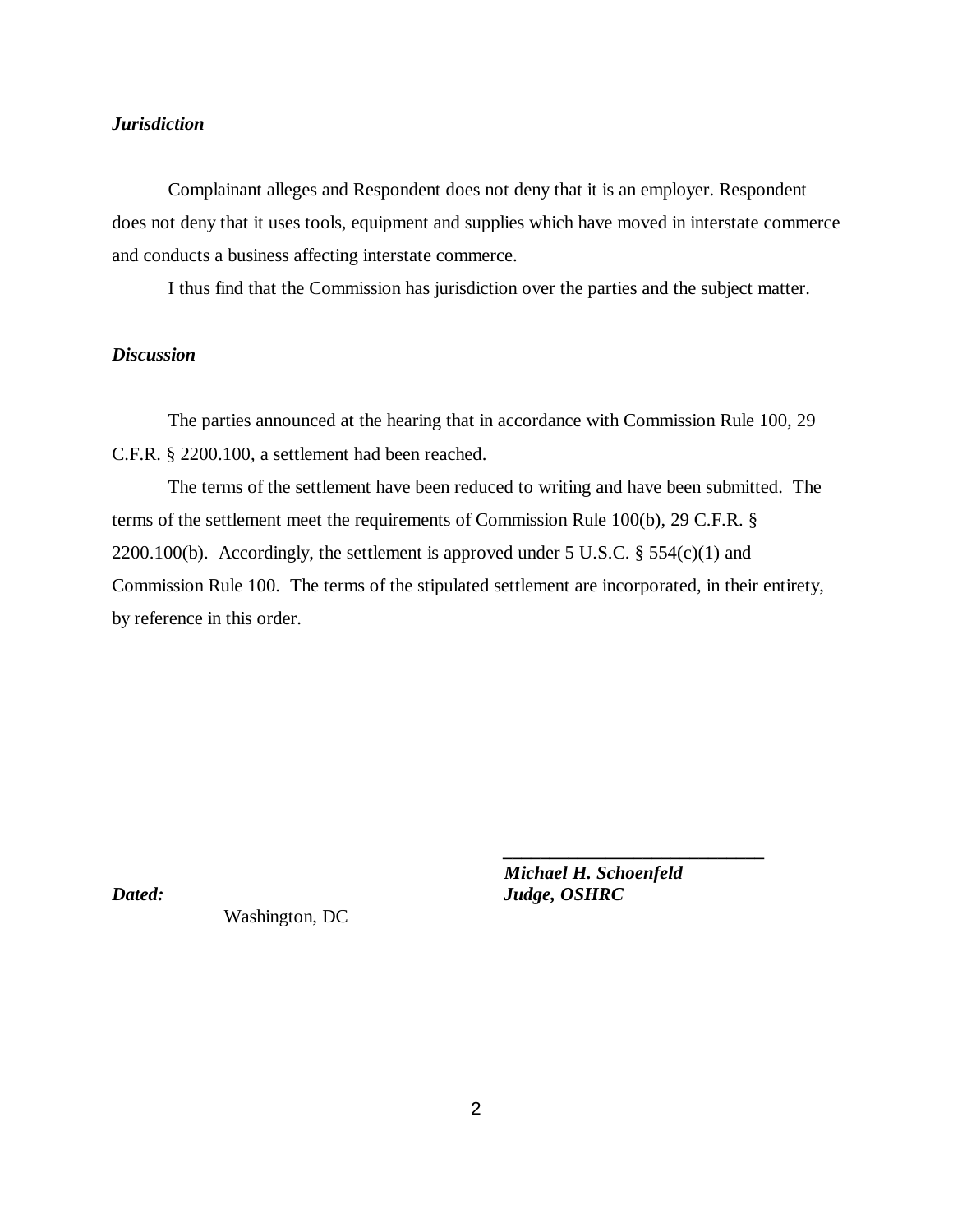***Jurisdiction***

Complainant alleges and Respondent does not deny that it is an employer. Respondent does not deny that it uses tools, equipment and supplies which have moved in interstate commerce and conducts a business affecting interstate commerce.

I thus find that the Commission has jurisdiction over the parties and the subject matter.

***Discussion***

The parties announced at the hearing that in accordance with Commission Rule 100, 29 C.F.R. § 2200.100, a settlement had been reached.

The terms of the settlement have been reduced to writing and have been submitted. The terms of the settlement meet the requirements of Commission Rule 100(b), 29 C.F.R. § 2200.100(b). Accordingly, the settlement is approved under 5 U.S.C. § 554(c)(1) and Commission Rule 100. The terms of the stipulated settlement are incorporated, in their entirety, by reference in this order.

***Michael H. Schoenfeld***
***Judge, OSHRC***

***Dated:***
Washington, DC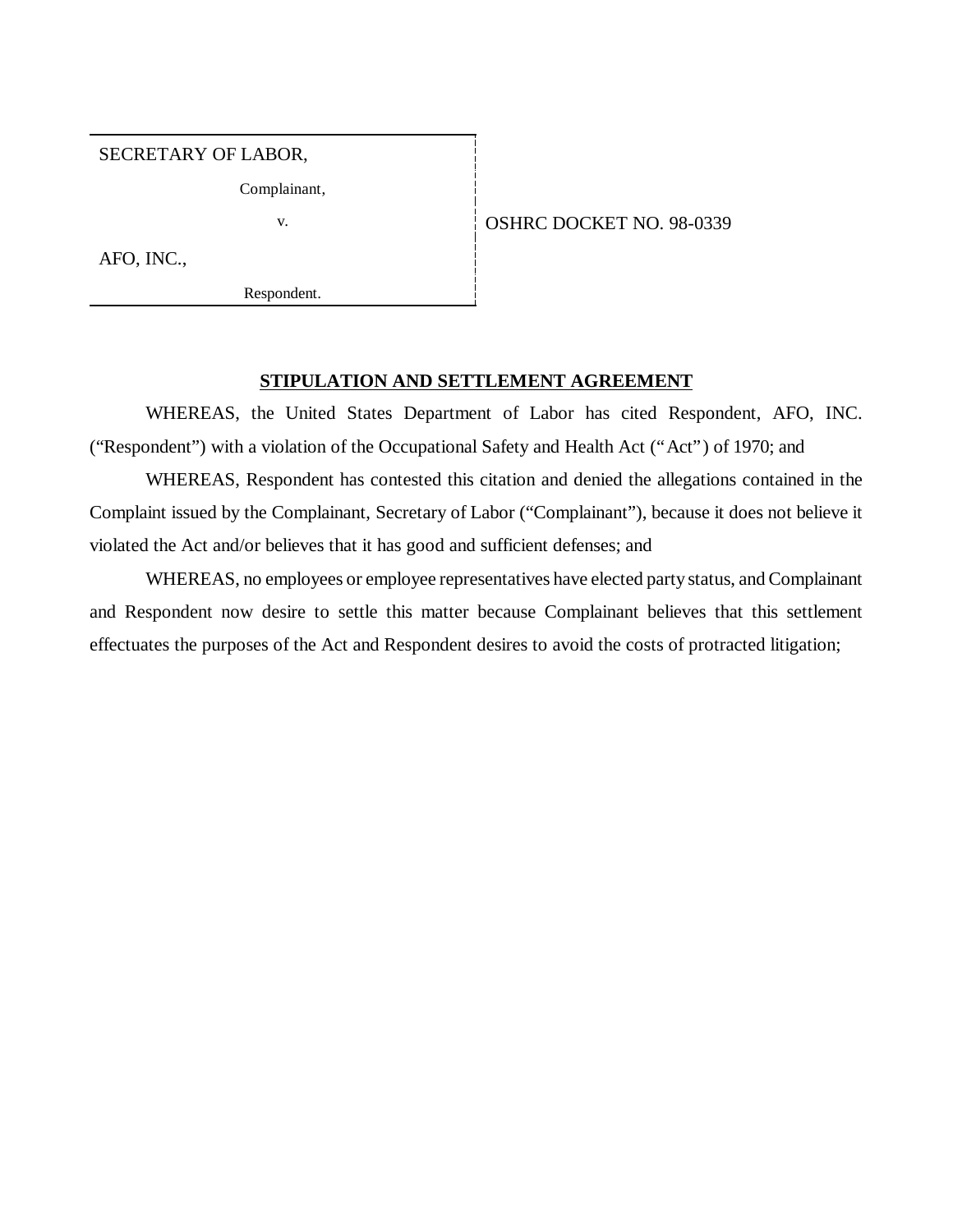| SECRETARY OF LABOR, | |
|---|---|
| Complainant, | |
| v. | OSHRC DOCKET NO. 98-0339 |
| AFO, INC., | |
| Respondent. | |

**STIPULATION AND SETTLEMENT AGREEMENT**

WHEREAS, the United States Department of Labor has cited Respondent, AFO, INC. ("Respondent") with a violation of the Occupational Safety and Health Act ("Act") of 1970; and

WHEREAS, Respondent has contested this citation and denied the allegations contained in the Complaint issued by the Complainant, Secretary of Labor ("Complainant"), because it does not believe it violated the Act and/or believes that it has good and sufficient defenses; and

WHEREAS, no employees or employee representatives have elected party status, and Complainant and Respondent now desire to settle this matter because Complainant believes that this settlement effectuates the purposes of the Act and Respondent desires to avoid the costs of protracted litigation;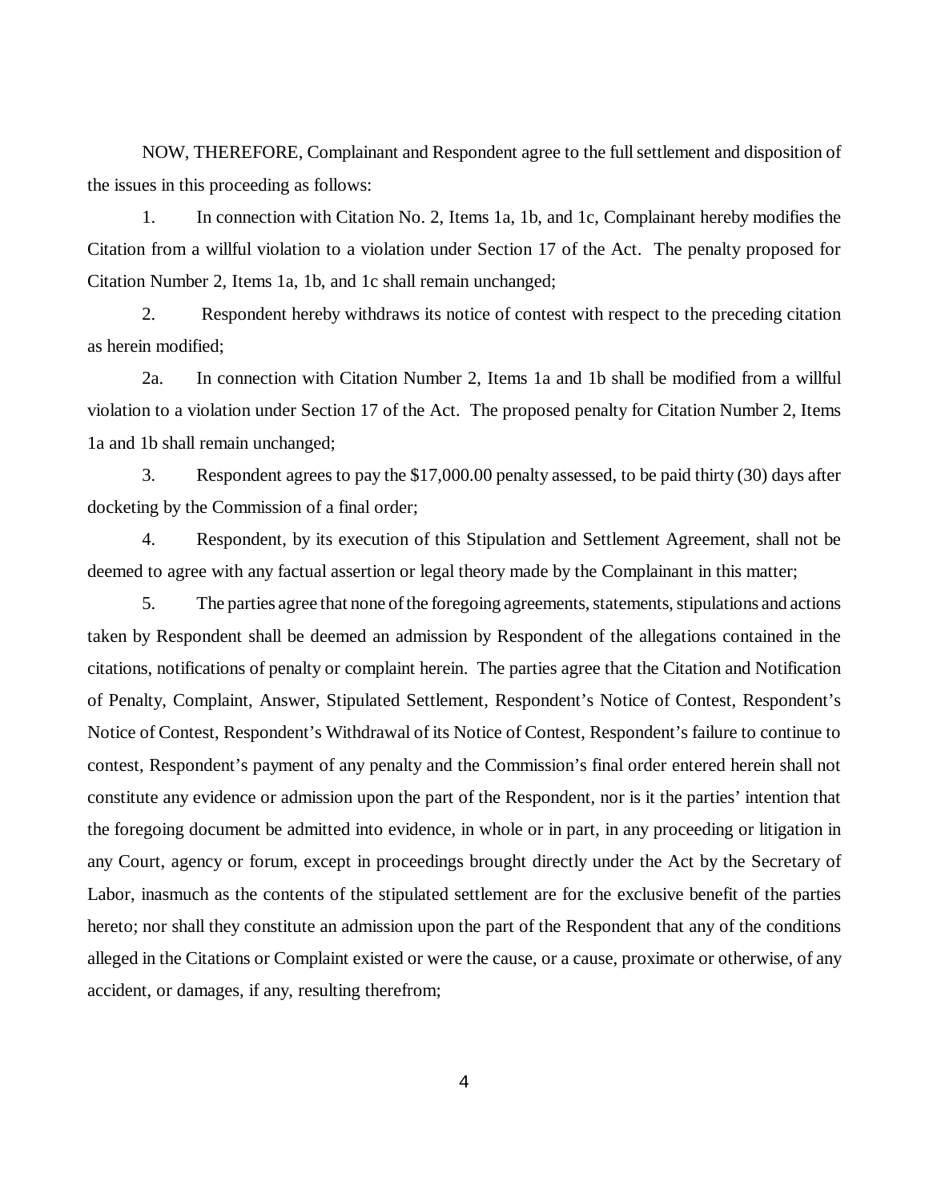NOW, THEREFORE, Complainant and Respondent agree to the full settlement and disposition of the issues in this proceeding as follows:

1. In connection with Citation No. 2, Items 1a, 1b, and 1c, Complainant hereby modifies the Citation from a willful violation to a violation under Section 17 of the Act. The penalty proposed for Citation Number 2, Items 1a, 1b, and 1c shall remain unchanged;

2. Respondent hereby withdraws its notice of contest with respect to the preceding citation as herein modified;

2a. In connection with Citation Number 2, Items 1a and 1b shall be modified from a willful violation to a violation under Section 17 of the Act. The proposed penalty for Citation Number 2, Items 1a and 1b shall remain unchanged;

3. Respondent agrees to pay the $17,000.00 penalty assessed, to be paid thirty (30) days after docketing by the Commission of a final order;

4. Respondent, by its execution of this Stipulation and Settlement Agreement, shall not be deemed to agree with any factual assertion or legal theory made by the Complainant in this matter;

5. The parties agree that none of the foregoing agreements, statements, stipulations and actions taken by Respondent shall be deemed an admission by Respondent of the allegations contained in the citations, notifications of penalty or complaint herein. The parties agree that the Citation and Notification of Penalty, Complaint, Answer, Stipulated Settlement, Respondent's Notice of Contest, Respondent's Notice of Contest, Respondent's Withdrawal of its Notice of Contest, Respondent's failure to continue to contest, Respondent's payment of any penalty and the Commission's final order entered herein shall not constitute any evidence or admission upon the part of the Respondent, nor is it the parties' intention that the foregoing document be admitted into evidence, in whole or in part, in any proceeding or litigation in any Court, agency or forum, except in proceedings brought directly under the Act by the Secretary of Labor, inasmuch as the contents of the stipulated settlement are for the exclusive benefit of the parties hereto; nor shall they constitute an admission upon the part of the Respondent that any of the conditions alleged in the Citations or Complaint existed or were the cause, or a cause, proximate or otherwise, of any accident, or damages, if any, resulting therefrom;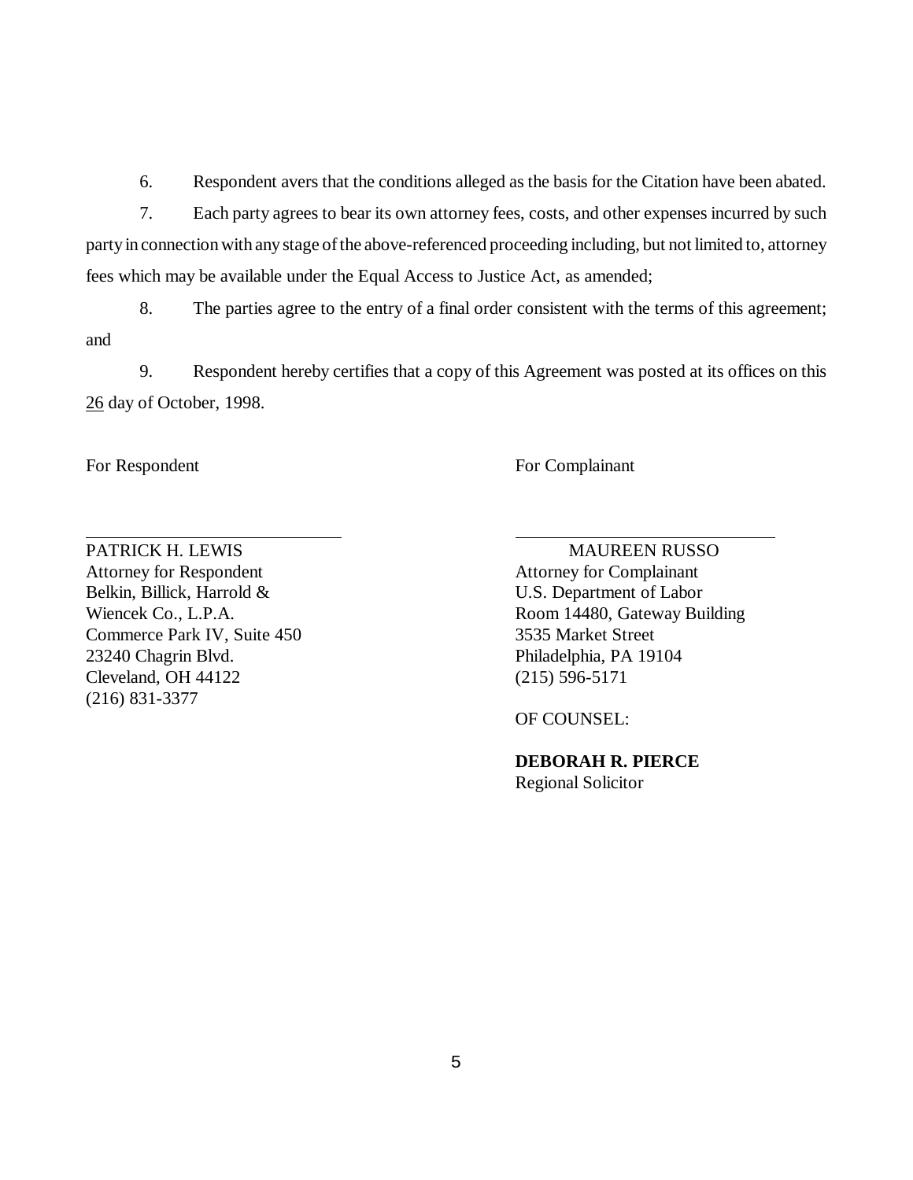6. Respondent avers that the conditions alleged as the basis for the Citation have been abated.

7. Each party agrees to bear its own attorney fees, costs, and other expenses incurred by such party in connection with any stage of the above-referenced proceeding including, but not limited to, attorney fees which may be available under the Equal Access to Justice Act, as amended;

8. The parties agree to the entry of a final order consistent with the terms of this agreement; and

9. Respondent hereby certifies that a copy of this Agreement was posted at its offices on this 26 day of October, 1998.

For Respondent

PATRICK H. LEWIS
Attorney for Respondent
Belkin, Billick, Harrold &
Wiencek Co., L.P.A.
Commerce Park IV, Suite 450
23240 Chagrin Blvd.
Cleveland, OH 44122
(216) 831-3377

For Complainant

MAUREEN RUSSO
Attorney for Complainant
U.S. Department of Labor
Room 14480, Gateway Building
3535 Market Street
Philadelphia, PA 19104
(215) 596-5171

OF COUNSEL:

**DEBORAH R. PIERCE**
Regional Solicitor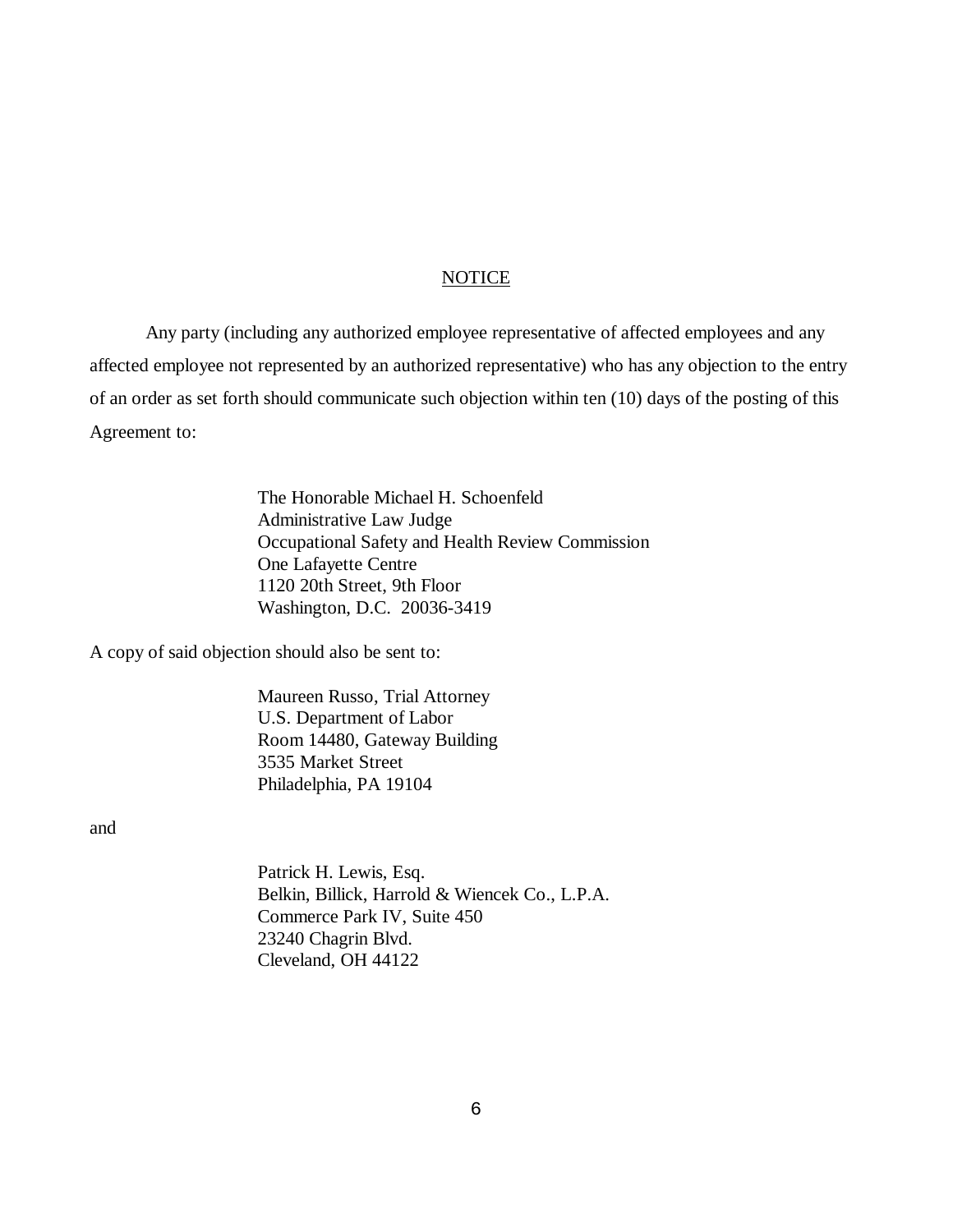## NOTICE

Any party (including any authorized employee representative of affected employees and any affected employee not represented by an authorized representative) who has any objection to the entry of an order as set forth should communicate such objection within ten (10) days of the posting of this Agreement to:

> The Honorable Michael H. Schoenfeld
> Administrative Law Judge
> Occupational Safety and Health Review Commission
> One Lafayette Centre
> 1120 20th Street, 9th Floor
> Washington, D.C. 20036-3419

A copy of said objection should also be sent to:

> Maureen Russo, Trial Attorney
> U.S. Department of Labor
> Room 14480, Gateway Building
> 3535 Market Street
> Philadelphia, PA 19104

and

> Patrick H. Lewis, Esq.
> Belkin, Billick, Harrold & Wiencek Co., L.P.A.
> Commerce Park IV, Suite 450
> 23240 Chagrin Blvd.
> Cleveland, OH 44122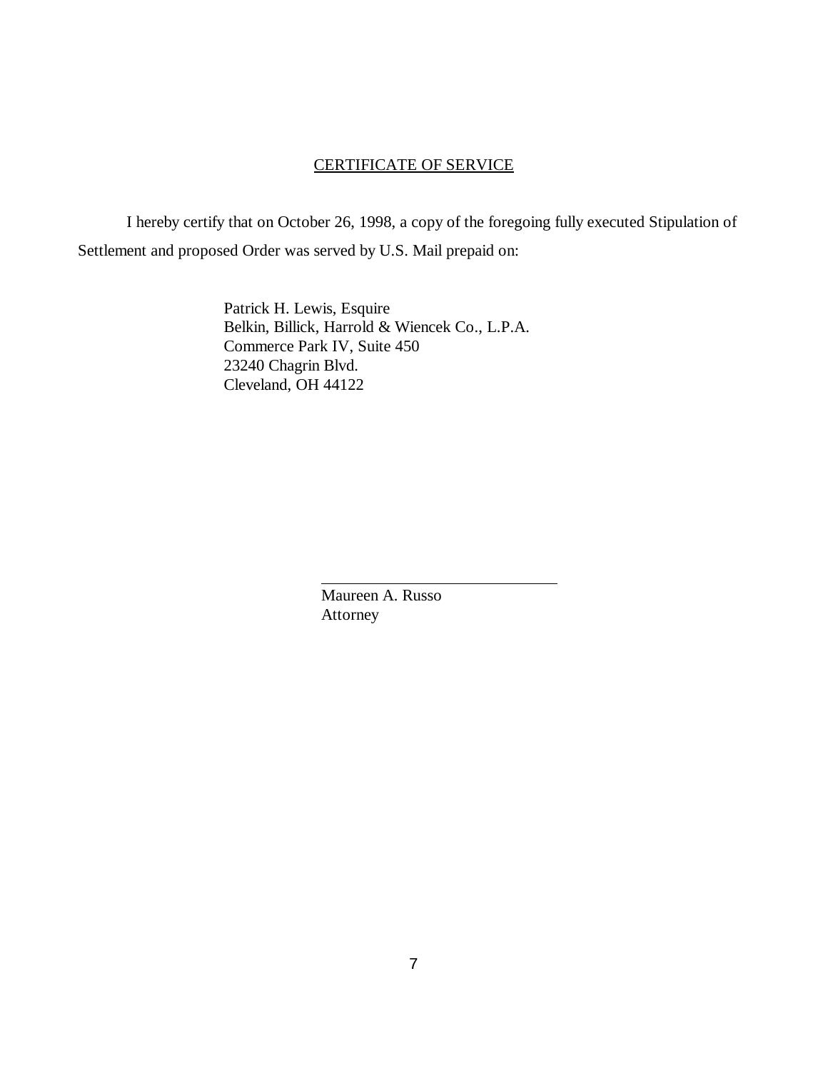## CERTIFICATE OF SERVICE

I hereby certify that on October 26, 1998, a copy of the foregoing fully executed Stipulation of Settlement and proposed Order was served by U.S. Mail prepaid on:

Patrick H. Lewis, Esquire
Belkin, Billick, Harrold & Wiencek Co., L.P.A.
Commerce Park IV, Suite 450
23240 Chagrin Blvd.
Cleveland, OH 44122

\_\_\_\_\_\_\_\_\_\_\_\_\_\_\_\_\_\_\_\_\_\_\_\_\_\_\_\_\_\_
Maureen A. Russo
Attorney